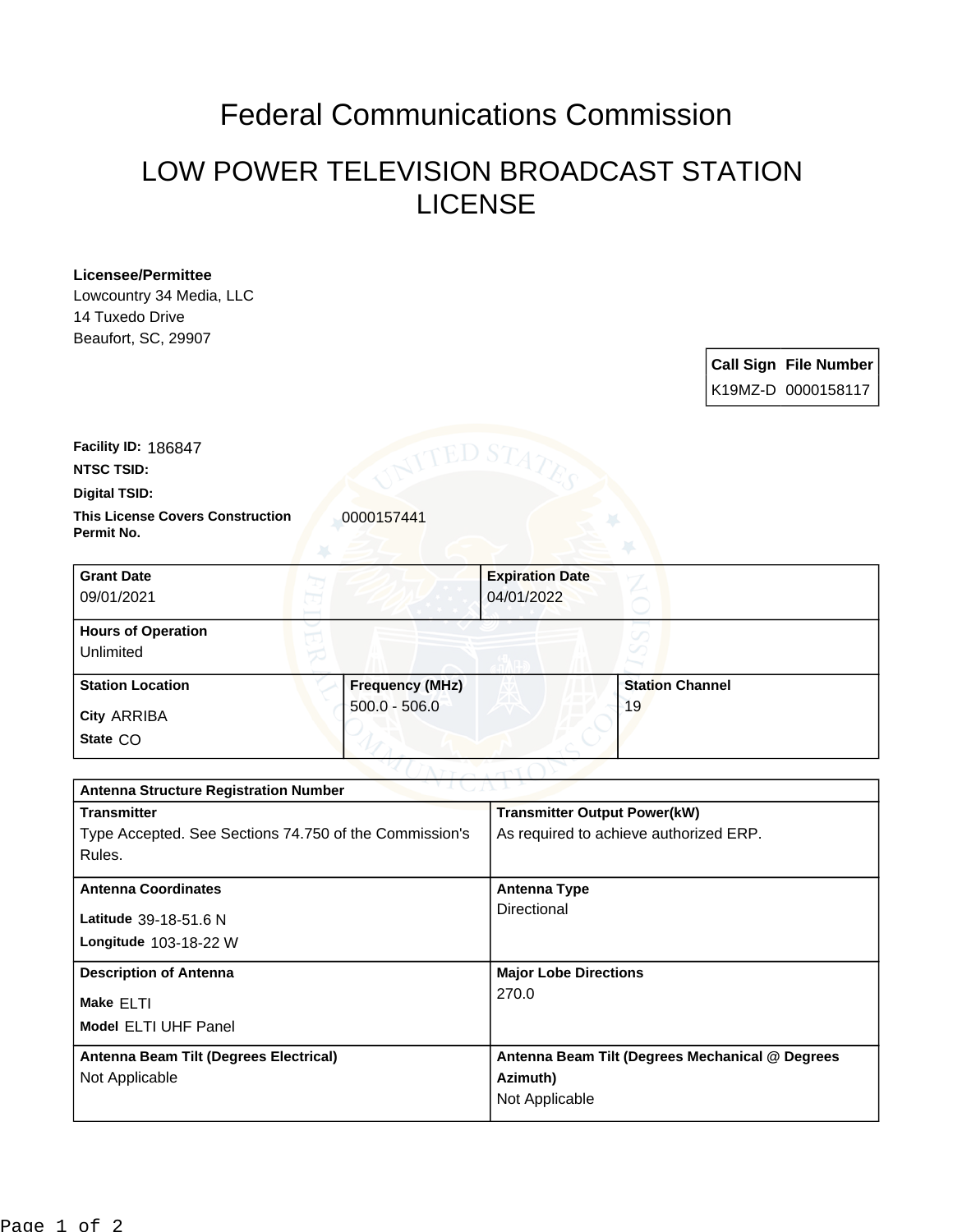# Federal Communications Commission

## LOW POWER TELEVISION BROADCAST STATION LICENSE

**Licensee/Permittee**
Lowcountry 34 Media, LLC
14 Tuxedo Drive
Beaufort, SC, 29907

| Call Sign | File Number |
|---|---|
| K19MZ-D | 0000158117 |

**Facility ID:** 186847

**NTSC TSID:**

**Digital TSID:**

**This License Covers Construction Permit No.** 0000157441

| Grant Date | Expiration Date |
|---|---|
| 09/01/2021 | 04/01/2022 |

**Hours of Operation**
Unlimited

| Station Location | Frequency (MHz) | Station Channel |
|---|---|---|
| City ARRIBA<br>State CO | 500.0 - 506.0 | 19 |

**Antenna Structure Registration Number**

| Transmitter | Transmitter Output Power(kW) |
|---|---|
| Type Accepted. See Sections 74.750 of the Commission's Rules. | As required to achieve authorized ERP. |

| Antenna Coordinates | Antenna Type |
|---|---|
| Latitude 39-18-51.6 N<br>Longitude 103-18-22 W | Directional |

| Description of Antenna | Major Lobe Directions |
|---|---|
| Make ELTI<br>Model ELTI UHF Panel | 270.0 |

| Antenna Beam Tilt (Degrees Electrical) | Antenna Beam Tilt (Degrees Mechanical @ Degrees Azimuth) |
|---|---|
| Not Applicable | Not Applicable |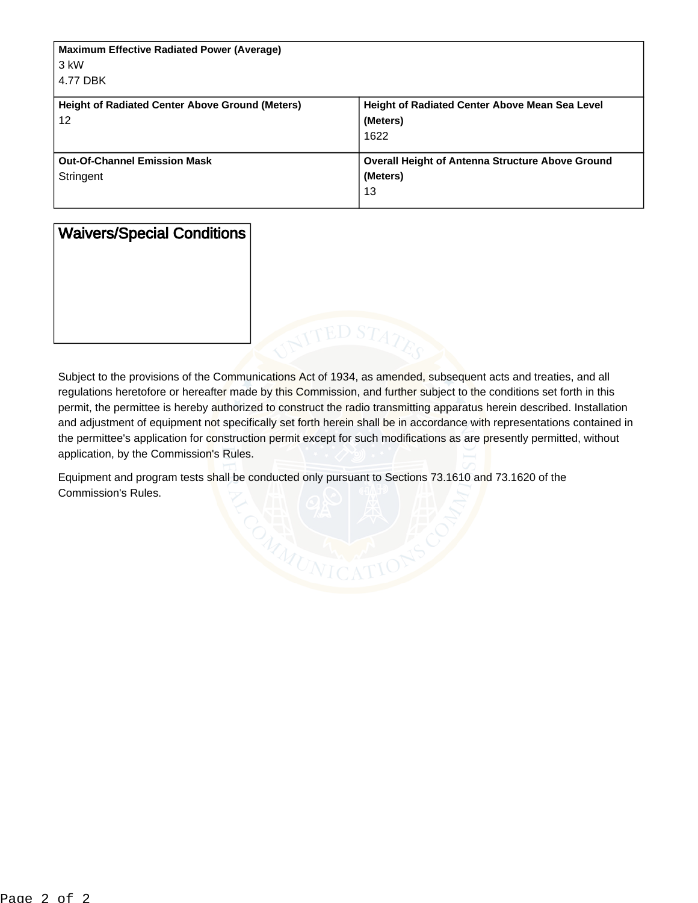| | |
|---|---|
| **Maximum Effective Radiated Power (Average)**<br>3 kW<br>4.77 DBK | |
| **Height of Radiated Center Above Ground (Meters)**<br>12 | **Height of Radiated Center Above Mean Sea Level (Meters)**<br>1622 |
| **Out-Of-Channel Emission Mask**<br>Stringent | **Overall Height of Antenna Structure Above Ground (Meters)**<br>13 |

## Waivers/Special Conditions

Subject to the provisions of the Communications Act of 1934, as amended, subsequent acts and treaties, and all regulations heretofore or hereafter made by this Commission, and further subject to the conditions set forth in this permit, the permittee is hereby authorized to construct the radio transmitting apparatus herein described. Installation and adjustment of equipment not specifically set forth herein shall be in accordance with representations contained in the permittee's application for construction permit except for such modifications as are presently permitted, without application, by the Commission's Rules.

Equipment and program tests shall be conducted only pursuant to Sections 73.1610 and 73.1620 of the Commission's Rules.